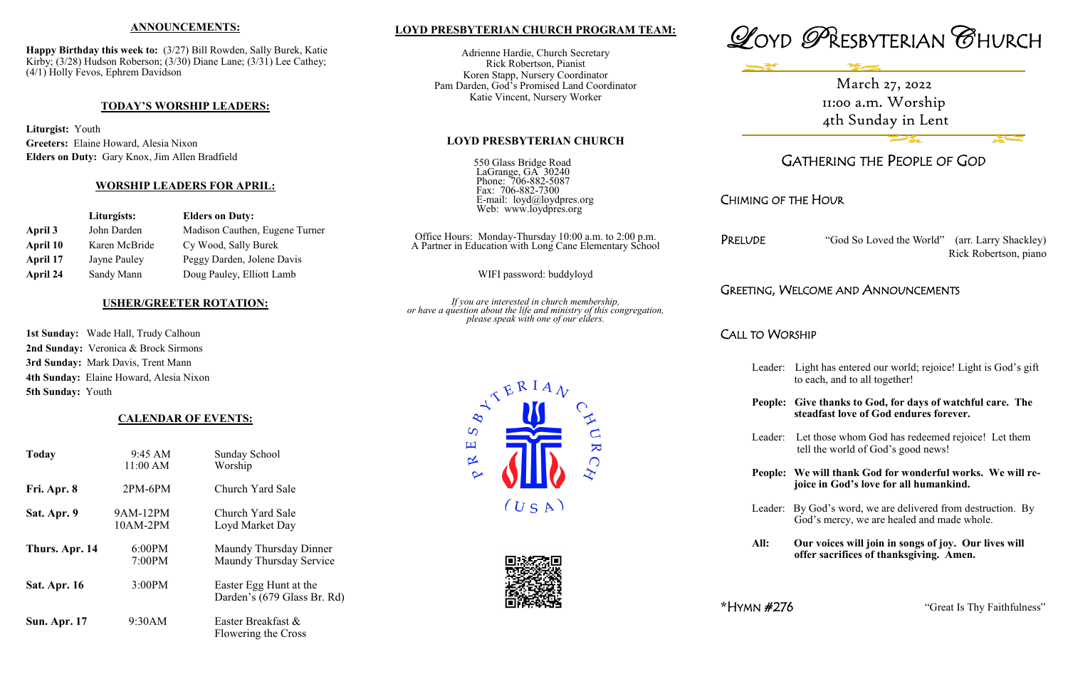## ANNOUNCEMENTS:

**Happy Birthday this week to:** (3/27) Bill Rowden, Sally Burek, Katie Kirby; (3/28) Hudson Roberson; (3/30) Diane Lane; (3/31) Lee Cathey; (4/1) Holly Fevos, Ephrem Davidson

## TODAY'S WORSHIP LEADERS:

**Liturgist:** Youth
**Greeters:** Elaine Howard, Alesia Nixon
**Elders on Duty:** Gary Knox, Jim Allen Bradfield

## WORSHIP LEADERS FOR APRIL:

| | Liturgists: | Elders on Duty: |
|---|---|---|
| **April 3** | John Darden | Madison Cauthen, Eugene Turner |
| **April 10** | Karen McBride | Cy Wood, Sally Burek |
| **April 17** | Jayne Pauley | Peggy Darden, Jolene Davis |
| **April 24** | Sandy Mann | Doug Pauley, Elliott Lamb |

## USHER/GREETER ROTATION:

**1st Sunday:** Wade Hall, Trudy Calhoun
**2nd Sunday:** Veronica & Brock Sirmons
**3rd Sunday:** Mark Davis, Trent Mann
**4th Sunday:** Elaine Howard, Alesia Nixon
**5th Sunday:** Youth

## CALENDAR OF EVENTS:

| | | |
|---|---|---|
| **Today** | 9:45 AM<br>11:00 AM | Sunday School<br>Worship |
| **Fri. Apr. 8** | 2PM-6PM | Church Yard Sale |
| **Sat. Apr. 9** | 9AM-12PM<br>10AM-2PM | Church Yard Sale<br>Loyd Market Day |
| **Thurs. Apr. 14** | 6:00PM<br>7:00PM | Maundy Thursday Dinner<br>Maundy Thursday Service |
| **Sat. Apr. 16** | 3:00PM | Easter Egg Hunt at the Darden's (679 Glass Br. Rd) |
| **Sun. Apr. 17** | 9:30AM | Easter Breakfast &<br>Flowering the Cross |

## LOYD PRESBYTERIAN CHURCH PROGRAM TEAM:

Adrienne Hardie, Church Secretary
Rick Robertson, Pianist
Koren Stapp, Nursery Coordinator
Pam Darden, God's Promised Land Coordinator
Katie Vincent, Nursery Worker

## LOYD PRESBYTERIAN CHURCH

550 Glass Bridge Road
LaGrange, GA 30240
Phone: 706-882-5087
Fax: 706-882-7300
E-mail: loyd@loydpres.org
Web: www.loydpres.org

Office Hours: Monday-Thursday 10:00 a.m. to 2:00 p.m.
A Partner in Education with Long Cane Elementary School

WIFI password: buddyloyd

*If you are interested in church membership, or have a question about the life and ministry of this congregation, please speak with one of our elders.*

# LOYD PRESBYTERIAN CHURCH

March 27, 2022
11:00 a.m. Worship
4th Sunday in Lent

## GATHERING THE PEOPLE OF GOD

### CHIMING OF THE HOUR

### PRELUDE

"God So Loved the World" (arr. Larry Shackley)
Rick Robertson, piano

### GREETING, WELCOME AND ANNOUNCEMENTS

### CALL TO WORSHIP

Leader: Light has entered our world; rejoice! Light is God's gift to each, and to all together!

**People: Give thanks to God, for days of watchful care. The steadfast love of God endures forever.**

Leader: Let those whom God has redeemed rejoice! Let them tell the world of God's good news!

**People: We will thank God for wonderful works. We will rejoice in God's love for all humankind.**

Leader: By God's word, we are delivered from destruction. By God's mercy, we are healed and made whole.

**All: Our voices will join in songs of joy. Our lives will offer sacrifices of thanksgiving. Amen.**

### *HYMN #276

"Great Is Thy Faithfulness"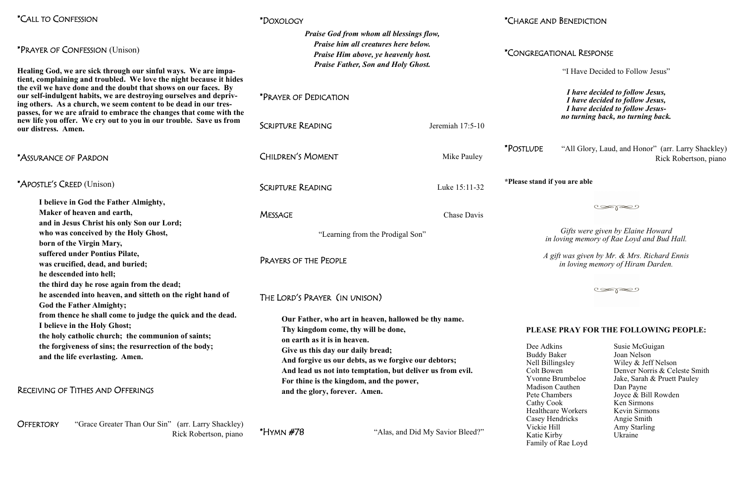## \*Call to Confession

## \*Prayer of Confession (Unison)

**Healing God, we are sick through our sinful ways. We are impatient, complaining and troubled. We love the night because it hides the evil we have done and the doubt that shows on our faces. By our self-indulgent habits, we are destroying ourselves and depriving others. As a church, we seem content to be dead in our trespasses, for we are afraid to embrace the changes that come with the new life you offer. We cry out to you in our trouble. Save us from our distress. Amen.**

## \*Assurance of Pardon

## \*Apostle's Creed (Unison)

**I believe in God the Father Almighty,**
**Maker of heaven and earth,**
**and in Jesus Christ his only Son our Lord;**
**who was conceived by the Holy Ghost,**
**born of the Virgin Mary,**
**suffered under Pontius Pilate,**
**was crucified, dead, and buried;**
**he descended into hell;**
**the third day he rose again from the dead;**
**he ascended into heaven, and sitteth on the right hand of God the Father Almighty;**
**from thence he shall come to judge the quick and the dead.**
**I believe in the Holy Ghost;**
**the holy catholic church; the communion of saints;**
**the forgiveness of sins; the resurrection of the body;**
**and the life everlasting. Amen.**

## Receiving of Tithes and Offerings

**Offertory** "Grace Greater Than Our Sin" (arr. Larry Shackley)
Rick Robertson, piano

## \*Doxology

***Praise God from whom all blessings flow,***
***Praise him all creatures here below.***
***Praise Him above, ye heavenly host.***
***Praise Father, Son and Holy Ghost.***

## \*Prayer of Dedication

**Scripture Reading** Jeremiah 17:5-10

**Children's Moment** Mike Pauley

**Scripture Reading** Luke 15:11-32

**Message** Chase Davis

"Learning from the Prodigal Son"

## Prayers of the People

## The Lord's Prayer (in unison)

**Our Father, who art in heaven, hallowed be thy name.**
**Thy kingdom come, thy will be done,**
**on earth as it is in heaven.**
**Give us this day our daily bread;**
**And forgive us our debts, as we forgive our debtors;**
**And lead us not into temptation, but deliver us from evil.**
**For thine is the kingdom, and the power,**
**and the glory, forever. Amen.**

**\*Hymn #78** "Alas, and Did My Savior Bleed?"

## \*Charge and Benediction

## \*Congregational Response

"I Have Decided to Follow Jesus"

***I have decided to follow Jesus,***
***I have decided to follow Jesus,***
***I have decided to follow Jesus-***
***no turning back, no turning back.***

**\*Postlude** "All Glory, Laud, and Honor" (arr. Larry Shackley)
Rick Robertson, piano

**\*Please stand if you are able**

*Gifts were given by Elaine Howard in loving memory of Rae Loyd and Bud Hall.*

*A gift was given by Mr. & Mrs. Richard Ennis in loving memory of Hiram Darden.*

### PLEASE PRAY FOR THE FOLLOWING PEOPLE:

Dee Adkins
Buddy Baker
Nell Billingsley
Colt Bowen
Yvonne Brumbeloe
Madison Cauthen
Pete Chambers
Cathy Cook
Healthcare Workers
Casey Hendricks
Vickie Hill
Katie Kirby
Family of Rae Loyd
Susie McGuigan
Joan Nelson
Wiley & Jeff Nelson
Denver Norris & Celeste Smith
Jake, Sarah & Pruett Pauley
Dan Payne
Joyce & Bill Rowden
Ken Sirmons
Kevin Sirmons
Angie Smith
Amy Starling
Ukraine